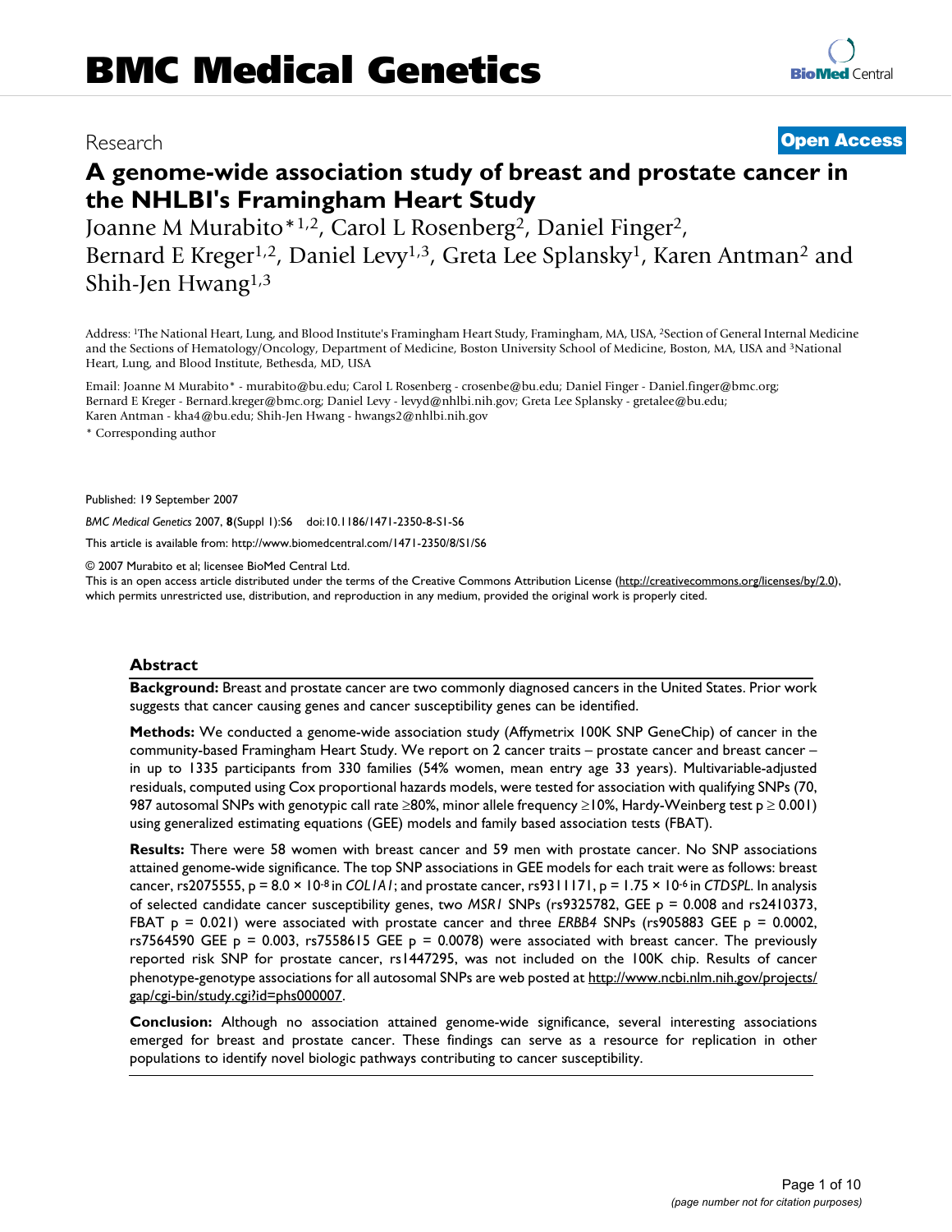# BMC Medical Genetics

Research

**Open Access**

# A genome-wide association study of breast and prostate cancer in the NHLBI's Framingham Heart Study

Joanne M Murabito*[1,2], Carol L Rosenberg[2], Daniel Finger[2], Bernard E Kreger[1,2], Daniel Levy[1,3], Greta Lee Splansky[1], Karen Antman[2] and Shih-Jen Hwang[1,3]

Address: [1]The National Heart, Lung, and Blood Institute's Framingham Heart Study, Framingham, MA, USA, [2]Section of General Internal Medicine and the Sections of Hematology/Oncology, Department of Medicine, Boston University School of Medicine, Boston, MA, USA and [3]National Heart, Lung, and Blood Institute, Bethesda, MD, USA

Email: Joanne M Murabito* - murabito@bu.edu; Carol L Rosenberg - crosenbe@bu.edu; Daniel Finger - Daniel.finger@bmc.org; Bernard E Kreger - Bernard.kreger@bmc.org; Daniel Levy - levyd@nhlbi.nih.gov; Greta Lee Splansky - gretalee@bu.edu; Karen Antman - kha4@bu.edu; Shih-Jen Hwang - hwangs2@nhlbi.nih.gov

\* Corresponding author

Published: 19 September 2007

*BMC Medical Genetics* 2007, **8**(Suppl 1):S6 doi:10.1186/1471-2350-8-S1-S6

This article is available from: http://www.biomedcentral.com/1471-2350/8/S1/S6

© 2007 Murabito et al; licensee BioMed Central Ltd.

This is an open access article distributed under the terms of the Creative Commons Attribution License (http://creativecommons.org/licenses/by/2.0), which permits unrestricted use, distribution, and reproduction in any medium, provided the original work is properly cited.

## Abstract

**Background:** Breast and prostate cancer are two commonly diagnosed cancers in the United States. Prior work suggests that cancer causing genes and cancer susceptibility genes can be identified.

**Methods:** We conducted a genome-wide association study (Affymetrix 100K SNP GeneChip) of cancer in the community-based Framingham Heart Study. We report on 2 cancer traits – prostate cancer and breast cancer – in up to 1335 participants from 330 families (54% women, mean entry age 33 years). Multivariable-adjusted residuals, computed using Cox proportional hazards models, were tested for association with qualifying SNPs (70, 987 autosomal SNPs with genotypic call rate ≥80%, minor allele frequency ≥10%, Hardy-Weinberg test $p \geq 0.001$) using generalized estimating equations (GEE) models and family based association tests (FBAT).

**Results:** There were 58 women with breast cancer and 59 men with prostate cancer. No SNP associations attained genome-wide significance. The top SNP associations in GEE models for each trait were as follows: breast cancer, rs2075555, $p = 8.0 \times 10^{-8}$ in *COL1A1*; and prostate cancer, rs9311171, $p = 1.75 \times 10^{-6}$ in *CTDSPL*. In analysis of selected candidate cancer susceptibility genes, two *MSR1* SNPs (rs9325782, GEE $p = 0.008$ and rs2410373, FBAT $p = 0.021$) were associated with prostate cancer and three *ERBB4* SNPs (rs905883 GEE $p = 0.0002$, rs7564590 GEE $p = 0.003$, rs7558615 GEE $p = 0.0078$) were associated with breast cancer. The previously reported risk SNP for prostate cancer, rs1447295, was not included on the 100K chip. Results of cancer phenotype-genotype associations for all autosomal SNPs are web posted at http://www.ncbi.nlm.nih.gov/projects/gap/cgi-bin/study.cgi?id=phs000007.

**Conclusion:** Although no association attained genome-wide significance, several interesting associations emerged for breast and prostate cancer. These findings can serve as a resource for replication in other populations to identify novel biologic pathways contributing to cancer susceptibility.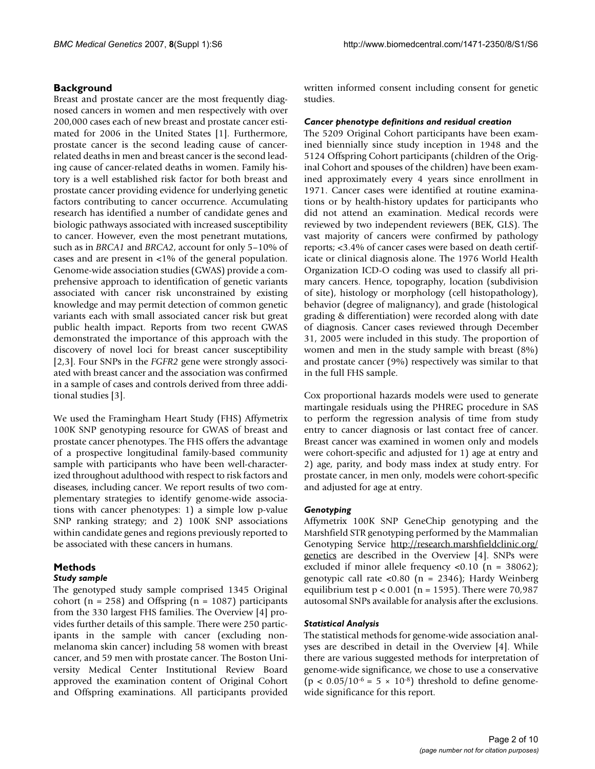## Background

Breast and prostate cancer are the most frequently diagnosed cancers in women and men respectively with over 200,000 cases each of new breast and prostate cancer estimated for 2006 in the United States [1]. Furthermore, prostate cancer is the second leading cause of cancer-related deaths in men and breast cancer is the second leading cause of cancer-related deaths in women. Family history is a well established risk factor for both breast and prostate cancer providing evidence for underlying genetic factors contributing to cancer occurrence. Accumulating research has identified a number of candidate genes and biologic pathways associated with increased susceptibility to cancer. However, even the most penetrant mutations, such as in *BRCA1* and *BRCA2*, account for only 5–10% of cases and are present in <1% of the general population. Genome-wide association studies (GWAS) provide a comprehensive approach to identification of genetic variants associated with cancer risk unconstrained by existing knowledge and may permit detection of common genetic variants each with small associated cancer risk but great public health impact. Reports from two recent GWAS demonstrated the importance of this approach with the discovery of novel loci for breast cancer susceptibility [2,3]. Four SNPs in the *FGFR2* gene were strongly associated with breast cancer and the association was confirmed in a sample of cases and controls derived from three additional studies [3].

We used the Framingham Heart Study (FHS) Affymetrix 100K SNP genotyping resource for GWAS of breast and prostate cancer phenotypes. The FHS offers the advantage of a prospective longitudinal family-based community sample with participants who have been well-characterized throughout adulthood with respect to risk factors and diseases, including cancer. We report results of two complementary strategies to identify genome-wide associations with cancer phenotypes: 1) a simple low p-value SNP ranking strategy; and 2) 100K SNP associations within candidate genes and regions previously reported to be associated with these cancers in humans.

## Methods

### *Study sample*

The genotyped study sample comprised 1345 Original cohort (n = 258) and Offspring (n = 1087) participants from the 330 largest FHS families. The Overview [4] provides further details of this sample. There were 250 participants in the sample with cancer (excluding non-melanoma skin cancer) including 58 women with breast cancer, and 59 men with prostate cancer. The Boston University Medical Center Institutional Review Board approved the examination content of Original Cohort and Offspring examinations. All participants provided written informed consent including consent for genetic studies.

### *Cancer phenotype definitions and residual creation*

The 5209 Original Cohort participants have been examined biennially since study inception in 1948 and the 5124 Offspring Cohort participants (children of the Original Cohort and spouses of the children) have been examined approximately every 4 years since enrollment in 1971. Cancer cases were identified at routine examinations or by health-history updates for participants who did not attend an examination. Medical records were reviewed by two independent reviewers (BEK, GLS). The vast majority of cancers were confirmed by pathology reports; <3.4% of cancer cases were based on death certificate or clinical diagnosis alone. The 1976 World Health Organization ICD-O coding was used to classify all primary cancers. Hence, topography, location (subdivision of site), histology or morphology (cell histopathology), behavior (degree of malignancy), and grade (histological grading & differentiation) were recorded along with date of diagnosis. Cancer cases reviewed through December 31, 2005 were included in this study. The proportion of women and men in the study sample with breast (8%) and prostate cancer (9%) respectively was similar to that in the full FHS sample.

Cox proportional hazards models were used to generate martingale residuals using the PHREG procedure in SAS to perform the regression analysis of time from study entry to cancer diagnosis or last contact free of cancer. Breast cancer was examined in women only and models were cohort-specific and adjusted for 1) age at entry and 2) age, parity, and body mass index at study entry. For prostate cancer, in men only, models were cohort-specific and adjusted for age at entry.

### *Genotyping*

Affymetrix 100K SNP GeneChip genotyping and the Marshfield STR genotyping performed by the Mammalian Genotyping Service http://research.marshfieldclinic.org/genetics are described in the Overview [4]. SNPs were excluded if minor allele frequency <0.10 (n = 38062); genotypic call rate <0.80 (n = 2346); Hardy Weinberg equilibrium test p < 0.001 (n = 1595). There were 70,987 autosomal SNPs available for analysis after the exclusions.

### *Statistical Analysis*

The statistical methods for genome-wide association analyses are described in detail in the Overview [4]. While there are various suggested methods for interpretation of genome-wide significance, we chose to use a conservative ($p < 0.05/10^{-6} = 5 \times 10^{-8}$) threshold to define genome-wide significance for this report.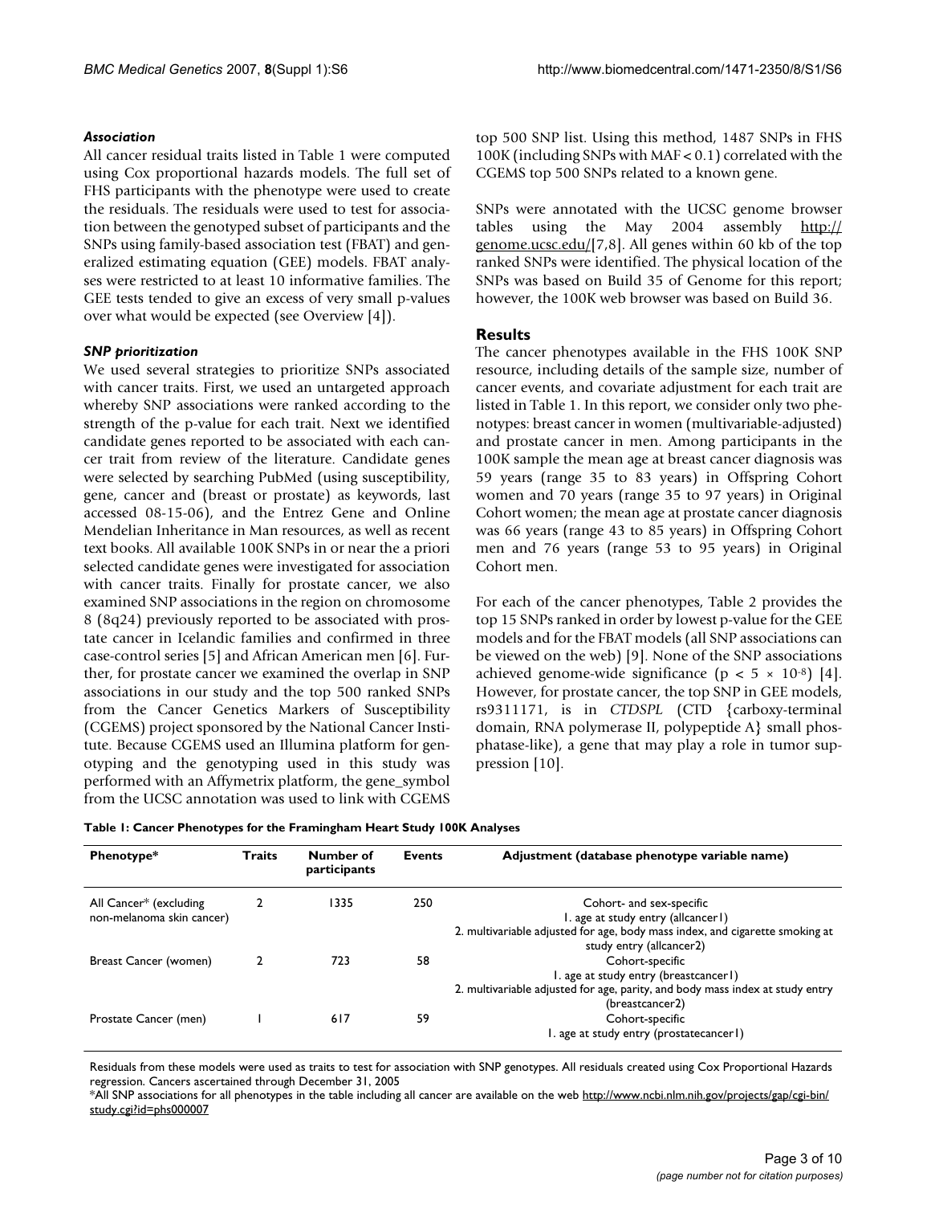### *Association*

All cancer residual traits listed in Table 1 were computed using Cox proportional hazards models. The full set of FHS participants with the phenotype were used to create the residuals. The residuals were used to test for association between the genotyped subset of participants and the SNPs using family-based association test (FBAT) and generalized estimating equation (GEE) models. FBAT analyses were restricted to at least 10 informative families. The GEE tests tended to give an excess of very small p-values over what would be expected (see Overview [4]).

### *SNP prioritization*

We used several strategies to prioritize SNPs associated with cancer traits. First, we used an untargeted approach whereby SNP associations were ranked according to the strength of the p-value for each trait. Next we identified candidate genes reported to be associated with each cancer trait from review of the literature. Candidate genes were selected by searching PubMed (using susceptibility, gene, cancer and (breast or prostate) as keywords, last accessed 08-15-06), and the Entrez Gene and Online Mendelian Inheritance in Man resources, as well as recent text books. All available 100K SNPs in or near the a priori selected candidate genes were investigated for association with cancer traits. Finally for prostate cancer, we also examined SNP associations in the region on chromosome 8 (8q24) previously reported to be associated with prostate cancer in Icelandic families and confirmed in three case-control series [5] and African American men [6]. Further, for prostate cancer we examined the overlap in SNP associations in our study and the top 500 ranked SNPs from the Cancer Genetics Markers of Susceptibility (CGEMS) project sponsored by the National Cancer Institute. Because CGEMS used an Illumina platform for genotyping and the genotyping used in this study was performed with an Affymetrix platform, the gene_symbol from the UCSC annotation was used to link with CGEMS top 500 SNP list. Using this method, 1487 SNPs in FHS 100K (including SNPs with MAF < 0.1) correlated with the CGEMS top 500 SNPs related to a known gene.

SNPs were annotated with the UCSC genome browser tables using the May 2004 assembly http://genome.ucsc.edu/[7,8]. All genes within 60 kb of the top ranked SNPs were identified. The physical location of the SNPs was based on Build 35 of Genome for this report; however, the 100K web browser was based on Build 36.

## Results

The cancer phenotypes available in the FHS 100K SNP resource, including details of the sample size, number of cancer events, and covariate adjustment for each trait are listed in Table 1. In this report, we consider only two phenotypes: breast cancer in women (multivariable-adjusted) and prostate cancer in men. Among participants in the 100K sample the mean age at breast cancer diagnosis was 59 years (range 35 to 83 years) in Offspring Cohort women and 70 years (range 35 to 97 years) in Original Cohort women; the mean age at prostate cancer diagnosis was 66 years (range 43 to 85 years) in Offspring Cohort men and 76 years (range 53 to 95 years) in Original Cohort men.

For each of the cancer phenotypes, Table 2 provides the top 15 SNPs ranked in order by lowest p-value for the GEE models and for the FBAT models (all SNP associations can be viewed on the web) [9]. None of the SNP associations achieved genome-wide significance ($p < 5 \times 10^{-8}$) [4]. However, for prostate cancer, the top SNP in GEE models, rs9311171, is in *CTDSPL* (CTD {carboxy-terminal domain, RNA polymerase II, polypeptide A} small phosphatase-like), a gene that may play a role in tumor suppression [10].

**Table 1: Cancer Phenotypes for the Framingham Heart Study 100K Analyses**

| Phenotype* | Traits | Number of participants | Events | Adjustment (database phenotype variable name) |
|---|---|---|---|---|
| All Cancer* (excluding non-melanoma skin cancer) | 2 | 1335 | 250 | Cohort- and sex-specific<br>1. age at study entry (allcancer1)<br>2. multivariable adjusted for age, body mass index, and cigarette smoking at study entry (allcancer2) |
| Breast Cancer (women) | 2 | 723 | 58 | Cohort-specific<br>1. age at study entry (breastcancer1)<br>2. multivariable adjusted for age, parity, and body mass index at study entry (breastcancer2) |
| Prostate Cancer (men) | 1 | 617 | 59 | Cohort-specific<br>1. age at study entry (prostatecancer1) |

Residuals from these models were used as traits to test for association with SNP genotypes. All residuals created using Cox Proportional Hazards regression. Cancers ascertained through December 31, 2005

*All SNP associations for all phenotypes in the table including all cancer are available on the web http://www.ncbi.nlm.nih.gov/projects/gap/cgi-bin/study.cgi?id=phs000007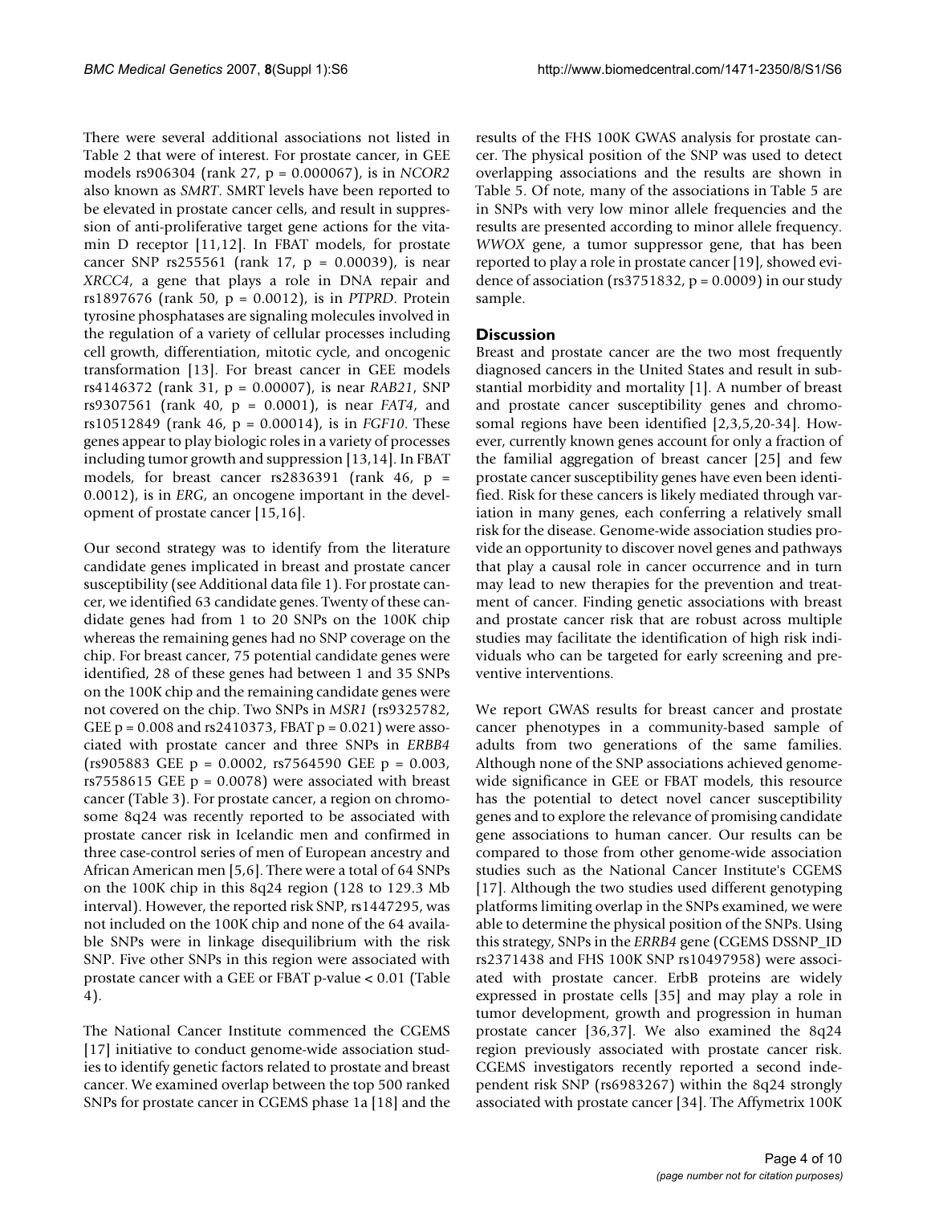There were several additional associations not listed in Table 2 that were of interest. For prostate cancer, in GEE models rs906304 (rank 27, $p = 0.000067$), is in *NCOR2* also known as *SMRT*. SMRT levels have been reported to be elevated in prostate cancer cells, and result in suppression of anti-proliferative target gene actions for the vitamin D receptor [11,12]. In FBAT models, for prostate cancer SNP rs255561 (rank 17, $p = 0.00039$), is near *XRCC4*, a gene that plays a role in DNA repair and rs1897676 (rank 50, $p = 0.0012$), is in *PTPRD*. Protein tyrosine phosphatases are signaling molecules involved in the regulation of a variety of cellular processes including cell growth, differentiation, mitotic cycle, and oncogenic transformation [13]. For breast cancer in GEE models rs4146372 (rank 31, $p = 0.00007$), is near *RAB21*, SNP rs9307561 (rank 40, $p = 0.0001$), is near *FAT4*, and rs10512849 (rank 46, $p = 0.00014$), is in *FGF10*. These genes appear to play biologic roles in a variety of processes including tumor growth and suppression [13,14]. In FBAT models, for breast cancer rs2836391 (rank 46, $p = 0.0012$), is in *ERG*, an oncogene important in the development of prostate cancer [15,16].

Our second strategy was to identify from the literature candidate genes implicated in breast and prostate cancer susceptibility (see Additional data file 1). For prostate cancer, we identified 63 candidate genes. Twenty of these candidate genes had from 1 to 20 SNPs on the 100K chip whereas the remaining genes had no SNP coverage on the chip. For breast cancer, 75 potential candidate genes were identified, 28 of these genes had between 1 and 35 SNPs on the 100K chip and the remaining candidate genes were not covered on the chip. Two SNPs in *MSR1* (rs9325782, GEE $p = 0.008$ and rs2410373, FBAT $p = 0.021$) were associated with prostate cancer and three SNPs in *ERBB4* (rs905883 GEE $p = 0.0002$, rs7564590 GEE $p = 0.003$, rs7558615 GEE $p = 0.0078$) were associated with breast cancer (Table 3). For prostate cancer, a region on chromosome 8q24 was recently reported to be associated with prostate cancer risk in Icelandic men and confirmed in three case-control series of men of European ancestry and African American men [5,6]. There were a total of 64 SNPs on the 100K chip in this 8q24 region (128 to 129.3 Mb interval). However, the reported risk SNP, rs1447295, was not included on the 100K chip and none of the 64 available SNPs were in linkage disequilibrium with the risk SNP. Five other SNPs in this region were associated with prostate cancer with a GEE or FBAT p-value < 0.01 (Table 4).

The National Cancer Institute commenced the CGEMS [17] initiative to conduct genome-wide association studies to identify genetic factors related to prostate and breast cancer. We examined overlap between the top 500 ranked SNPs for prostate cancer in CGEMS phase 1a [18] and the results of the FHS 100K GWAS analysis for prostate cancer. The physical position of the SNP was used to detect overlapping associations and the results are shown in Table 5. Of note, many of the associations in Table 5 are in SNPs with very low minor allele frequencies and the results are presented according to minor allele frequency. *WWOX* gene, a tumor suppressor gene, that has been reported to play a role in prostate cancer [19], showed evidence of association (rs3751832, $p = 0.0009$) in our study sample.

## Discussion

Breast and prostate cancer are the two most frequently diagnosed cancers in the United States and result in substantial morbidity and mortality [1]. A number of breast and prostate cancer susceptibility genes and chromosomal regions have been identified [2,3,5,20-34]. However, currently known genes account for only a fraction of the familial aggregation of breast cancer [25] and few prostate cancer susceptibility genes have even been identified. Risk for these cancers is likely mediated through variation in many genes, each conferring a relatively small risk for the disease. Genome-wide association studies provide an opportunity to discover novel genes and pathways that play a causal role in cancer occurrence and in turn may lead to new therapies for the prevention and treatment of cancer. Finding genetic associations with breast and prostate cancer risk that are robust across multiple studies may facilitate the identification of high risk individuals who can be targeted for early screening and preventive interventions.

We report GWAS results for breast cancer and prostate cancer phenotypes in a community-based sample of adults from two generations of the same families. Although none of the SNP associations achieved genome-wide significance in GEE or FBAT models, this resource has the potential to detect novel cancer susceptibility genes and to explore the relevance of promising candidate gene associations to human cancer. Our results can be compared to those from other genome-wide association studies such as the National Cancer Institute's CGEMS [17]. Although the two studies used different genotyping platforms limiting overlap in the SNPs examined, we were able to determine the physical position of the SNPs. Using this strategy, SNPs in the *ERRB4* gene (CGEMS DSSNP_ID rs2371438 and FHS 100K SNP rs10497958) were associated with prostate cancer. ErbB proteins are widely expressed in prostate cells [35] and may play a role in tumor development, growth and progression in human prostate cancer [36,37]. We also examined the 8q24 region previously associated with prostate cancer risk. CGEMS investigators recently reported a second independent risk SNP (rs6983267) within the 8q24 strongly associated with prostate cancer [34]. The Affymetrix 100K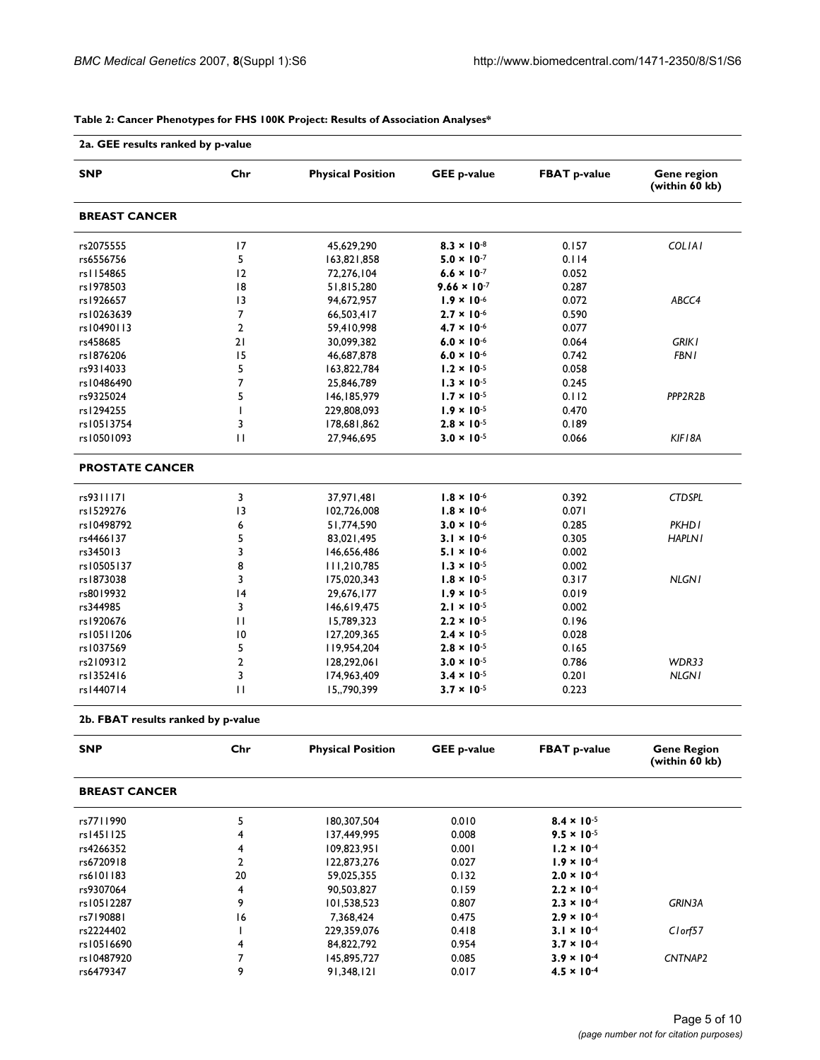**Table 2: Cancer Phenotypes for FHS 100K Project: Results of Association Analyses***

**2a. GEE results ranked by p-value**

| SNP | Chr | Physical Position | GEE p-value | FBAT p-value | Gene region (within 60 kb) |
|---|---|---|---|---|---|
| **BREAST CANCER** | | | | | |
| rs2075555 | 17 | 45,629,290 | $\mathbf{8.3 \times 10^{-8}}$ | 0.157 | *COL1A1* |
| rs6556756 | 5 | 163,821,858 | $\mathbf{5.0 \times 10^{-7}}$ | 0.114 | |
| rs1154865 | 12 | 72,276,104 | $\mathbf{6.6 \times 10^{-7}}$ | 0.052 | |
| rs1978503 | 18 | 51,815,280 | $\mathbf{9.66 \times 10^{-7}}$ | 0.287 | |
| rs1926657 | 13 | 94,672,957 | $\mathbf{1.9 \times 10^{-6}}$ | 0.072 | *ABCC4* |
| rs10263639 | 7 | 66,503,417 | $\mathbf{2.7 \times 10^{-6}}$ | 0.590 | |
| rs10490113 | 2 | 59,410,998 | $\mathbf{4.7 \times 10^{-6}}$ | 0.077 | |
| rs458685 | 21 | 30,099,382 | $\mathbf{6.0 \times 10^{-6}}$ | 0.064 | *GRIK1* |
| rs1876206 | 15 | 46,687,878 | $\mathbf{6.0 \times 10^{-6}}$ | 0.742 | *FBN1* |
| rs9314033 | 5 | 163,822,784 | $\mathbf{1.2 \times 10^{-5}}$ | 0.058 | |
| rs10486490 | 7 | 25,846,789 | $\mathbf{1.3 \times 10^{-5}}$ | 0.245 | |
| rs9325024 | 5 | 146,185,979 | $\mathbf{1.7 \times 10^{-5}}$ | 0.112 | *PPP2R2B* |
| rs1294255 | 1 | 229,808,093 | $\mathbf{1.9 \times 10^{-5}}$ | 0.470 | |
| rs10513754 | 3 | 178,681,862 | $\mathbf{2.8 \times 10^{-5}}$ | 0.189 | |
| rs10501093 | 11 | 27,946,695 | $\mathbf{3.0 \times 10^{-5}}$ | 0.066 | *KIF18A* |
| **PROSTATE CANCER** | | | | | |
| rs9311171 | 3 | 37,971,481 | $\mathbf{1.8 \times 10^{-6}}$ | 0.392 | *CTDSPL* |
| rs1529276 | 13 | 102,726,008 | $\mathbf{1.8 \times 10^{-6}}$ | 0.071 | |
| rs10498792 | 6 | 51,774,590 | $\mathbf{3.0 \times 10^{-6}}$ | 0.285 | *PKHD1* |
| rs4466137 | 5 | 83,021,495 | $\mathbf{3.1 \times 10^{-6}}$ | 0.305 | *HAPLN1* |
| rs345013 | 3 | 146,656,486 | $\mathbf{5.1 \times 10^{-6}}$ | 0.002 | |
| rs10505137 | 8 | 111,210,785 | $\mathbf{1.3 \times 10^{-5}}$ | 0.002 | |
| rs1873038 | 3 | 175,020,343 | $\mathbf{1.8 \times 10^{-5}}$ | 0.317 | *NLGN1* |
| rs8019932 | 14 | 29,676,177 | $\mathbf{1.9 \times 10^{-5}}$ | 0.019 | |
| rs344985 | 3 | 146,619,475 | $\mathbf{2.1 \times 10^{-5}}$ | 0.002 | |
| rs1920676 | 11 | 15,789,323 | $\mathbf{2.2 \times 10^{-5}}$ | 0.196 | |
| rs10511206 | 10 | 127,209,365 | $\mathbf{2.4 \times 10^{-5}}$ | 0.028 | |
| rs1037569 | 5 | 119,954,204 | $\mathbf{2.8 \times 10^{-5}}$ | 0.165 | |
| rs2109312 | 2 | 128,292,061 | $\mathbf{3.0 \times 10^{-5}}$ | 0.786 | *WDR33* |
| rs1352416 | 3 | 174,963,409 | $\mathbf{3.4 \times 10^{-5}}$ | 0.201 | *NLGN1* |
| rs1440714 | 11 | 15,,790,399 | $\mathbf{3.7 \times 10^{-5}}$ | 0.223 | |

**2b. FBAT results ranked by p-value**

| SNP | Chr | Physical Position | GEE p-value | FBAT p-value | Gene Region (within 60 kb) |
|---|---|---|---|---|---|
| **BREAST CANCER** | | | | | |
| rs7711990 | 5 | 180,307,504 | 0.010 | $\mathbf{8.4 \times 10^{-5}}$ | |
| rs1451125 | 4 | 137,449,995 | 0.008 | $\mathbf{9.5 \times 10^{-5}}$ | |
| rs4266352 | 4 | 109,823,951 | 0.001 | $\mathbf{1.2 \times 10^{-4}}$ | |
| rs6720918 | 2 | 122,873,276 | 0.027 | $\mathbf{1.9 \times 10^{-4}}$ | |
| rs6101183 | 20 | 59,025,355 | 0.132 | $\mathbf{2.0 \times 10^{-4}}$ | |
| rs9307064 | 4 | 90,503,827 | 0.159 | $\mathbf{2.2 \times 10^{-4}}$ | |
| rs10512287 | 9 | 101,538,523 | 0.807 | $\mathbf{2.3 \times 10^{-4}}$ | *GRIN3A* |
| rs7190881 | 16 | 7,368,424 | 0.475 | $\mathbf{2.9 \times 10^{-4}}$ | |
| rs2224402 | 1 | 229,359,076 | 0.418 | $\mathbf{3.1 \times 10^{-4}}$ | *C1orf57* |
| rs10516690 | 4 | 84,822,792 | 0.954 | $\mathbf{3.7 \times 10^{-4}}$ | |
| rs10487920 | 7 | 145,895,727 | 0.085 | $\mathbf{3.9 \times 10^{-4}}$ | *CNTNAP2* |
| rs6479347 | 9 | 91,348,121 | 0.017 | $\mathbf{4.5 \times 10^{-4}}$ | |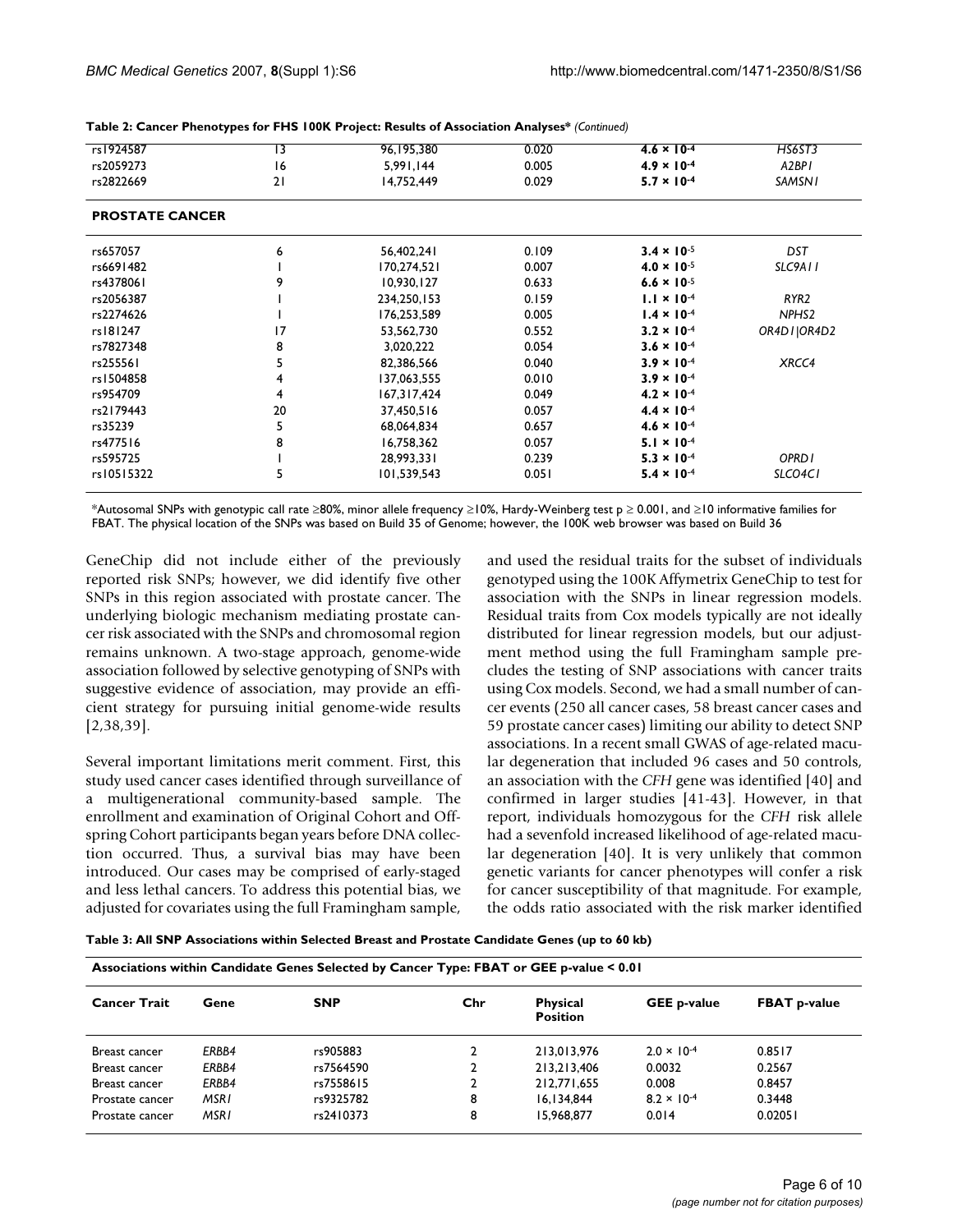**Table 2: Cancer Phenotypes for FHS 100K Project: Results of Association Analyses*** *(Continued)*

| | | | | | |
|---|---|---|---|---|---|
| rs1924587 | 13 | 96,195,380 | 0.020 | $\mathbf{4.6 \times 10^{-4}}$ | *HS6ST3* |
| rs2059273 | 16 | 5,991,144 | 0.005 | $\mathbf{4.9 \times 10^{-4}}$ | *A2BP1* |
| rs2822669 | 21 | 14,752,449 | 0.029 | $\mathbf{5.7 \times 10^{-4}}$ | *SAMSN1* |
| **PROSTATE CANCER** | | | | | |
| rs657057 | 6 | 56,402,241 | 0.109 | $\mathbf{3.4 \times 10^{-5}}$ | *DST* |
| rs6691482 | 1 | 170,274,521 | 0.007 | $\mathbf{4.0 \times 10^{-5}}$ | *SLC9A11* |
| rs4378061 | 9 | 10,930,127 | 0.633 | $\mathbf{6.6 \times 10^{-5}}$ | |
| rs2056387 | 1 | 234,250,153 | 0.159 | $\mathbf{1.1 \times 10^{-4}}$ | *RYR2* |
| rs2274626 | 1 | 176,253,589 | 0.005 | $\mathbf{1.4 \times 10^{-4}}$ | *NPHS2* |
| rs181247 | 17 | 53,562,730 | 0.552 | $\mathbf{3.2 \times 10^{-4}}$ | *OR4D1\|OR4D2* |
| rs7827348 | 8 | 3,020,222 | 0.054 | $\mathbf{3.6 \times 10^{-4}}$ | |
| rs255561 | 5 | 82,386,566 | 0.040 | $\mathbf{3.9 \times 10^{-4}}$ | *XRCC4* |
| rs1504858 | 4 | 137,063,555 | 0.010 | $\mathbf{3.9 \times 10^{-4}}$ | |
| rs954709 | 4 | 167,317,424 | 0.049 | $\mathbf{4.2 \times 10^{-4}}$ | |
| rs2179443 | 20 | 37,450,516 | 0.057 | $\mathbf{4.4 \times 10^{-4}}$ | |
| rs35239 | 5 | 68,064,834 | 0.657 | $\mathbf{4.6 \times 10^{-4}}$ | |
| rs477516 | 8 | 16,758,362 | 0.057 | $\mathbf{5.1 \times 10^{-4}}$ | |
| rs595725 | 1 | 28,993,331 | 0.239 | $\mathbf{5.3 \times 10^{-4}}$ | *OPRD1* |
| rs10515322 | 5 | 101,539,543 | 0.051 | $\mathbf{5.4 \times 10^{-4}}$ | *SLCO4C1* |

*Autosomal SNPs with genotypic call rate ≥80%, minor allele frequency ≥10%, Hardy-Weinberg test p ≥ 0.001, and ≥10 informative families for FBAT. The physical location of the SNPs was based on Build 35 of Genome; however, the 100K web browser was based on Build 36

GeneChip did not include either of the previously reported risk SNPs; however, we did identify five other SNPs in this region associated with prostate cancer. The underlying biologic mechanism mediating prostate cancer risk associated with the SNPs and chromosomal region remains unknown. A two-stage approach, genome-wide association followed by selective genotyping of SNPs with suggestive evidence of association, may provide an efficient strategy for pursuing initial genome-wide results [2,38,39].

Several important limitations merit comment. First, this study used cancer cases identified through surveillance of a multigenerational community-based sample. The enrollment and examination of Original Cohort and Offspring Cohort participants began years before DNA collection occurred. Thus, a survival bias may have been introduced. Our cases may be comprised of early-staged and less lethal cancers. To address this potential bias, we adjusted for covariates using the full Framingham sample, and used the residual traits for the subset of individuals genotyped using the 100K Affymetrix GeneChip to test for association with the SNPs in linear regression models. Residual traits from Cox models typically are not ideally distributed for linear regression models, but our adjustment method using the full Framingham sample precludes the testing of SNP associations with cancer traits using Cox models. Second, we had a small number of cancer events (250 all cancer cases, 58 breast cancer cases and 59 prostate cancer cases) limiting our ability to detect SNP associations. In a recent small GWAS of age-related macular degeneration that included 96 cases and 50 controls, an association with the *CFH* gene was identified [40] and confirmed in larger studies [41-43]. However, in that report, individuals homozygous for the *CFH* risk allele had a sevenfold increased likelihood of age-related macular degeneration [40]. It is very unlikely that common genetic variants for cancer phenotypes will confer a risk for cancer susceptibility of that magnitude. For example, the odds ratio associated with the risk marker identified

**Table 3: All SNP Associations within Selected Breast and Prostate Candidate Genes (up to 60 kb)**

| Associations within Candidate Genes Selected by Cancer Type: FBAT or GEE p-value < 0.01 | | | | | | |
|---|---|---|---|---|---|---|
| **Cancer Trait** | **Gene** | **SNP** | **Chr** | **Physical Position** | **GEE p-value** | **FBAT p-value** |
| Breast cancer | *ERBB4* | rs905883 | 2 | 213,013,976 | $2.0 \times 10^{-4}$ | 0.8517 |
| Breast cancer | *ERBB4* | rs7564590 | 2 | 213,213,406 | 0.0032 | 0.2567 |
| Breast cancer | *ERBB4* | rs7558615 | 2 | 212,771,655 | 0.008 | 0.8457 |
| Prostate cancer | *MSR1* | rs9325782 | 8 | 16,134,844 | $8.2 \times 10^{-4}$ | 0.3448 |
| Prostate cancer | *MSR1* | rs2410373 | 8 | 15,968,877 | 0.014 | 0.02051 |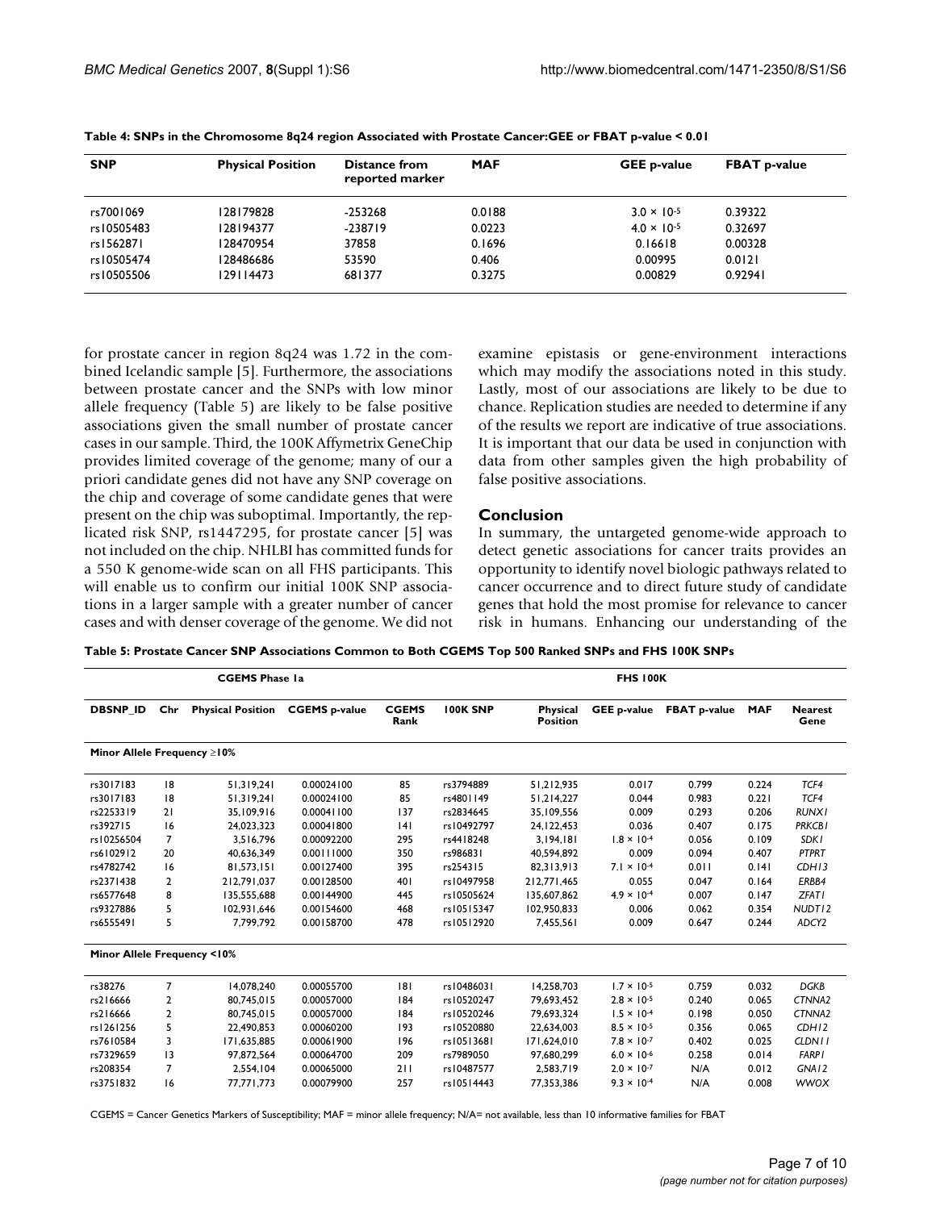**Table 4: SNPs in the Chromosome 8q24 region Associated with Prostate Cancer:GEE or FBAT p-value < 0.01**

| SNP | Physical Position | Distance from reported marker | MAF | GEE p-value | FBAT p-value |
|---|---|---|---|---|---|
| rs7001069 | 128179828 | -253268 | 0.0188 | $3.0 \times 10^{-5}$ | 0.39322 |
| rs10505483 | 128194377 | -238719 | 0.0223 | $4.0 \times 10^{-5}$ | 0.32697 |
| rs1562871 | 128470954 | 37858 | 0.1696 | 0.16618 | 0.00328 |
| rs10505474 | 128486686 | 53590 | 0.406 | 0.00995 | 0.0121 |
| rs10505506 | 129114473 | 681377 | 0.3275 | 0.00829 | 0.92941 |

for prostate cancer in region 8q24 was 1.72 in the combined Icelandic sample [5]. Furthermore, the associations between prostate cancer and the SNPs with low minor allele frequency (Table 5) are likely to be false positive associations given the small number of prostate cancer cases in our sample. Third, the 100K Affymetrix GeneChip provides limited coverage of the genome; many of our a priori candidate genes did not have any SNP coverage on the chip and coverage of some candidate genes that were present on the chip was suboptimal. Importantly, the replicated risk SNP, rs1447295, for prostate cancer [5] was not included on the chip. NHLBI has committed funds for a 550 K genome-wide scan on all FHS participants. This will enable us to confirm our initial 100K SNP associations in a larger sample with a greater number of cancer cases and with denser coverage of the genome. We did not examine epistasis or gene-environment interactions which may modify the associations noted in this study. Lastly, most of our associations are likely to be due to chance. Replication studies are needed to determine if any of the results we report are indicative of true associations. It is important that our data be used in conjunction with data from other samples given the high probability of false positive associations.

## Conclusion

In summary, the untargeted genome-wide approach to detect genetic associations for cancer traits provides an opportunity to identify novel biologic pathways related to cancer occurrence and to direct future study of candidate genes that hold the most promise for relevance to cancer risk in humans. Enhancing our understanding of the

**Table 5: Prostate Cancer SNP Associations Common to Both CGEMS Top 500 Ranked SNPs and FHS 100K SNPs**

| CGEMS Phase 1a | | | | | FHS 100K | | | | | |
|---|---|---|---|---|---|---|---|---|---|---|
| DBSNP_ID | Chr | Physical Position | CGEMS p-value | CGEMS Rank | 100K SNP | Physical Position | GEE p-value | FBAT p-value | MAF | Nearest Gene |
| **Minor Allele Frequency ≥10%** | | | | | | | | | | |
| rs3017183 | 18 | 51,319,241 | 0.00024100 | 85 | rs3794889 | 51,212,935 | 0.017 | 0.799 | 0.224 | *TCF4* |
| rs3017183 | 18 | 51,319,241 | 0.00024100 | 85 | rs4801149 | 51,214,227 | 0.044 | 0.983 | 0.221 | *TCF4* |
| rs2253319 | 21 | 35,109,916 | 0.00041100 | 137 | rs2834645 | 35,109,556 | 0.009 | 0.293 | 0.206 | *RUNX1* |
| rs392715 | 16 | 24,023,323 | 0.00041800 | 141 | rs10492797 | 24,122,453 | 0.036 | 0.407 | 0.175 | *PRKCB1* |
| rs10256504 | 7 | 3,516,796 | 0.00092200 | 295 | rs4418248 | 3,194,181 | $1.8 \times 10^{-4}$ | 0.056 | 0.109 | *SDK1* |
| rs6102912 | 20 | 40,636,349 | 0.00111000 | 350 | rs986831 | 40,594,892 | 0.009 | 0.094 | 0.407 | *PTPRT* |
| rs4782742 | 16 | 81,573,151 | 0.00127400 | 395 | rs254315 | 82,313,913 | $7.1 \times 10^{-4}$ | 0.011 | 0.141 | *CDH13* |
| rs2371438 | 2 | 212,791,037 | 0.00128500 | 401 | rs10497958 | 212,771,465 | 0.055 | 0.047 | 0.164 | *ERBB4* |
| rs6577648 | 8 | 135,555,688 | 0.00144900 | 445 | rs10505624 | 135,607,862 | $4.9 \times 10^{-4}$ | 0.007 | 0.147 | *ZFAT1* |
| rs9327886 | 5 | 102,931,646 | 0.00154600 | 468 | rs10515347 | 102,950,833 | 0.006 | 0.062 | 0.354 | *NUDT12* |
| rs6555491 | 5 | 7,799,792 | 0.00158700 | 478 | rs10512920 | 7,455,561 | 0.009 | 0.647 | 0.244 | *ADCY2* |
| **Minor Allele Frequency <10%** | | | | | | | | | | |
| rs38276 | 7 | 14,078,240 | 0.00055700 | 181 | rs10486031 | 14,258,703 | $1.7 \times 10^{-5}$ | 0.759 | 0.032 | *DGKB* |
| rs216666 | 2 | 80,745,015 | 0.00057000 | 184 | rs10520247 | 79,693,452 | $2.8 \times 10^{-5}$ | 0.240 | 0.065 | *CTNNA2* |
| rs216666 | 2 | 80,745,015 | 0.00057000 | 184 | rs10520246 | 79,693,324 | $1.5 \times 10^{-4}$ | 0.198 | 0.050 | *CTNNA2* |
| rs1261256 | 5 | 22,490,853 | 0.00060200 | 193 | rs10520880 | 22,634,003 | $8.5 \times 10^{-5}$ | 0.356 | 0.065 | *CDH12* |
| rs7610584 | 3 | 171,635,885 | 0.00061900 | 196 | rs10513681 | 171,624,010 | $7.8 \times 10^{-7}$ | 0.402 | 0.025 | *CLDN11* |
| rs7329659 | 13 | 97,872,564 | 0.00064700 | 209 | rs7989050 | 97,680,299 | $6.0 \times 10^{-6}$ | 0.258 | 0.014 | *FARP1* |
| rs208354 | 7 | 2,554,104 | 0.00065000 | 211 | rs10487577 | 2,583,719 | $2.0 \times 10^{-7}$ | N/A | 0.012 | *GNA12* |
| rs3751832 | 16 | 77,771,773 | 0.00079900 | 257 | rs10514443 | 77,353,386 | $9.3 \times 10^{-4}$ | N/A | 0.008 | *WWOX* |

CGEMS = Cancer Genetics Markers of Susceptibility; MAF = minor allele frequency; N/A= not available, less than 10 informative families for FBAT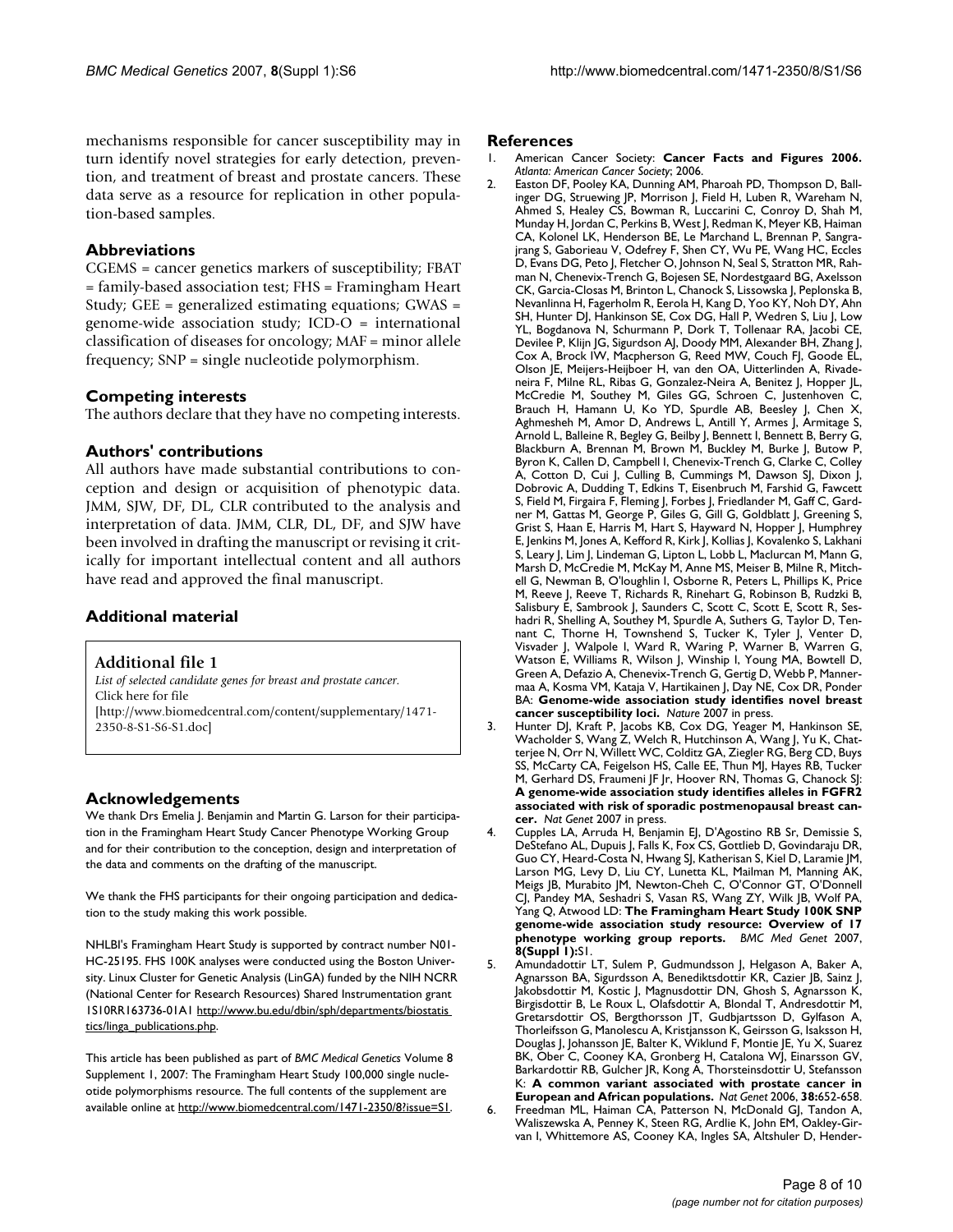mechanisms responsible for cancer susceptibility may in turn identify novel strategies for early detection, prevention, and treatment of breast and prostate cancers. These data serve as a resource for replication in other population-based samples.

## Abbreviations

CGEMS = cancer genetics markers of susceptibility; FBAT = family-based association test; FHS = Framingham Heart Study; GEE = generalized estimating equations; GWAS = genome-wide association study; ICD-O = international classification of diseases for oncology; MAF = minor allele frequency; SNP = single nucleotide polymorphism.

## Competing interests

The authors declare that they have no competing interests.

## Authors' contributions

All authors have made substantial contributions to conception and design or acquisition of phenotypic data. JMM, SJW, DF, DL, CLR contributed to the analysis and interpretation of data. JMM, CLR, DL, DF, and SJW have been involved in drafting the manuscript or revising it critically for important intellectual content and all authors have read and approved the final manuscript.

## Additional material

**Additional file 1**

*List of selected candidate genes for breast and prostate cancer.*
Click here for file
[http://www.biomedcentral.com/content/supplementary/1471-2350-8-S1-S6-S1.doc]

## Acknowledgements

We thank Drs Emelia J. Benjamin and Martin G. Larson for their participation in the Framingham Heart Study Cancer Phenotype Working Group and for their contribution to the conception, design and interpretation of the data and comments on the drafting of the manuscript.

We thank the FHS participants for their ongoing participation and dedication to the study making this work possible.

NHLBI's Framingham Heart Study is supported by contract number N01-HC-25195. FHS 100K analyses were conducted using the Boston University. Linux Cluster for Genetic Analysis (LinGA) funded by the NIH NCRR (National Center for Research Resources) Shared Instrumentation grant 1S10RR163736-01A1 http://www.bu.edu/dbin/sph/departments/biostatistics/linga_publications.php.

This article has been published as part of *BMC Medical Genetics* Volume 8 Supplement 1, 2007: The Framingham Heart Study 100,000 single nucleotide polymorphisms resource. The full contents of the supplement are available online at http://www.biomedcentral.com/1471-2350/8?issue=S1.

## References

1. American Cancer Society: **Cancer Facts and Figures 2006.** *Atlanta: American Cancer Society*; 2006.
2. Easton DF, Pooley KA, Dunning AM, Pharoah PD, Thompson D, Ballinger DG, Struewing JP, Morrison J, Field H, Luben R, Wareham N, Ahmed S, Healey CS, Bowman R, Luccarini C, Conroy D, Shah M, Munday H, Jordan C, Perkins B, West J, Redman K, Meyer KB, Haiman CA, Kolonel LK, Henderson BE, Le Marchand L, Brennan P, Sangrajrang S, Gaborieau V, Odefrey F, Shen CY, Wu PE, Wang HC, Eccles D, Evans DG, Peto J, Fletcher O, Johnson N, Seal S, Stratton MR, Rahman N, Chenevix-Trench G, Bojesen SE, Nordestgaard BG, Axelsson CK, Garcia-Closas M, Brinton L, Chanock S, Lissowska J, Peplonska B, Nevanlinna H, Fagerholm R, Eerola H, Kang D, Yoo KY, Noh DY, Ahn SH, Hunter DJ, Hankinson SE, Cox DG, Hall P, Wedren S, Liu J, Low YL, Bogdanova N, Schurmann P, Dork T, Tollenaar RA, Jacobi CE, Devilee P, Klijn JG, Sigurdson AJ, Doody MM, Alexander BH, Zhang J, Cox A, Brock IW, Macpherson G, Reed MW, Couch FJ, Goode EL, Olson JE, Meijers-Heijboer H, van den OA, Uitterlinden A, Rivadeneira F, Milne RL, Ribas G, Gonzalez-Neira A, Benitez J, Hopper JL, McCredie M, Southey M, Giles GG, Schroen C, Justenhoven C, Brauch H, Hamann U, Ko YD, Spurdle AB, Beesley J, Chen X, Aghmesheh M, Amor D, Andrews L, Antill Y, Armes J, Armitage S, Arnold L, Balleine R, Begley G, Beilby J, Bennett I, Bennett B, Berry G, Blackburn A, Brennan M, Brown M, Buckley M, Burke J, Butow P, Byron K, Callen D, Campbell I, Chenevix-Trench G, Clarke C, Colley A, Cotton D, Cui J, Culling B, Cummings M, Dawson SJ, Dixon J, Dobrovic A, Dudding T, Edkins T, Eisenbruch M, Farshid G, Fawcett S, Field M, Firgaira F, Fleming J, Forbes J, Friedlander M, Gaff C, Gardner M, Gattas M, George P, Giles G, Gill G, Goldblatt J, Greening S, Grist S, Haan E, Harris M, Hart S, Hayward N, Hopper J, Humphrey E, Jenkins M, Jones A, Kefford R, Kirk J, Kollias J, Kovalenko S, Lakhani S, Leary J, Lim J, Lindeman G, Lipton L, Lobb L, Maclurcan M, Mann G, Marsh D, McCredie M, McKay M, Anne MS, Meiser B, Milne R, Mitchell G, Newman B, O'loughlin I, Osborne R, Peters L, Phillips K, Price M, Reeve J, Reeve T, Richards R, Rinehart G, Robinson B, Rudzki B, Salisbury E, Sambrook J, Saunders C, Scott C, Scott E, Scott R, Seshadri R, Shelling A, Southey M, Spurdle A, Suthers G, Taylor D, Tennant C, Thorne H, Townshend S, Tucker K, Tyler J, Venter D, Visvader J, Walpole I, Ward R, Waring P, Warner B, Warren G, Watson E, Williams R, Wilson J, Winship I, Young MA, Bowtell D, Green A, Defazio A, Chenevix-Trench G, Gertig D, Webb P, Mannermaa A, Kosma VM, Kataja V, Hartikainen J, Day NE, Cox DR, Ponder BA: **Genome-wide association study identifies novel breast cancer susceptibility loci.** *Nature* 2007 in press.
3. Hunter DJ, Kraft P, Jacobs KB, Cox DG, Yeager M, Hankinson SE, Wacholder S, Wang Z, Welch R, Hutchinson A, Wang J, Yu K, Chatterjee N, Orr N, Willett WC, Colditz GA, Ziegler RG, Berg CD, Buys SS, McCarty CA, Feigelson HS, Calle EE, Thun MJ, Hayes RB, Tucker M, Gerhard DS, Fraumeni JF Jr, Hoover RN, Thomas G, Chanock SJ: **A genome-wide association study identifies alleles in FGFR2 associated with risk of sporadic postmenopausal breast cancer.** *Nat Genet* 2007 in press.
4. Cupples LA, Arruda H, Benjamin EJ, D'Agostino RB Sr, Demissie S, DeStefano AL, Dupuis J, Falls K, Fox CS, Gottlieb D, Govindaraju DR, Guo CY, Heard-Costa N, Hwang SJ, Katherisan S, Kiel D, Laramie JM, Larson MG, Levy D, Liu CY, Lunetta KL, Mailman M, Manning AK, Meigs JB, Murabito JM, Newton-Cheh C, O'Connor GT, O'Donnell CJ, Pandey MA, Seshadri S, Vasan RS, Wang ZY, Wilk JB, Wolf PA, Yang Q, Atwood LD: **The Framingham Heart Study 100K SNP genome-wide association study resource: Overview of 17 phenotype working group reports.** *BMC Med Genet* 2007, **8(Suppl 1):**S1.
5. Amundadottir LT, Sulem P, Gudmundsson J, Helgason A, Baker A, Agnarsson BA, Sigurdsson A, Benediktsdottir KR, Cazier JB, Sainz J, Jakobsdottir M, Kostic J, Magnusdottir DN, Ghosh S, Agnarsson K, Birgisdottir B, Le Roux L, Olafsdottir A, Blondal T, Andresdottir M, Gretarsdottir OS, Bergthorsson JT, Gudbjartsson D, Gylfason A, Thorleifsson G, Manolescu A, Kristjansson K, Geirsson G, Isaksson H, Douglas J, Johansson JE, Balter K, Wiklund F, Montie JE, Yu X, Suarez BK, Ober C, Cooney KA, Gronberg H, Catalona WJ, Einarsson GV, Barkardottir RB, Gulcher JR, Kong A, Thorsteinsdottir U, Stefansson K: **A common variant associated with prostate cancer in European and African populations.** *Nat Genet* 2006, **38:**652-658.
6. Freedman ML, Haiman CA, Patterson N, McDonald GJ, Tandon A, Waliszewska A, Penney K, Steen RG, Ardlie K, John EM, Oakley-Girvan I, Whittemore AS, Cooney KA, Ingles SA, Altshuler D, Hender-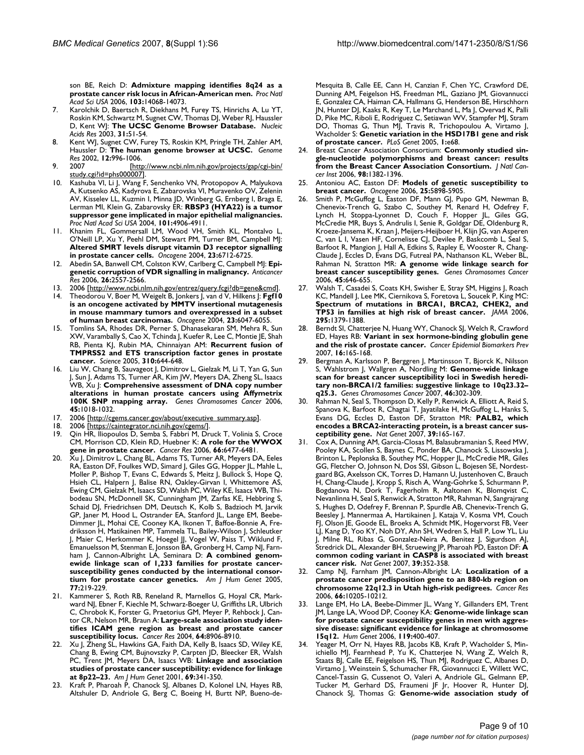son BE, Reich D: **Admixture mapping identifies 8q24 as a prostate cancer risk locus in African-American men.** *Proc Natl Acad Sci USA* 2006, **103:**14068-14073.

7. Karolchik D, Baertsch R, Diekhans M, Furey TS, Hinrichs A, Lu YT, Roskin KM, Schwartz M, Sugnet CW, Thomas DJ, Weber RJ, Haussler D, Kent WJ: **The UCSC Genome Browser Database.** *Nucleic Acids Res* 2003, **31:**51-54.
8. Kent WJ, Sugnet CW, Furey TS, Roskin KM, Pringle TH, Zahler AM, Haussler D: **The human genome browser at UCSC.** *Genome Res* 2002, **12:**996-1006.
9. 2007 [http://www.ncbi.nlm.nih.gov/projects/gap/cgi-bin/study.cgi?id=phs000007].
10. Kashuba VI, Li J, Wang F, Senchenko VN, Protopopov A, Malyukova A, Kutsenko AS, Kadyrova E, Zabarovska VI, Muravenko OV, Zelenin AV, Kisselev LL, Kuzmin I, Minna JD, Winberg G, Ernberg I, Braga E, Lerman MI, Klein G, Zabarovsky ER: **RBSP3 (HYA22) is a tumor suppressor gene implicated in major epithelial malignancies.** *Proc Natl Acad Sci USA* 2004, **101:**4906-4911.
11. Khanim FL, Gommersall LM, Wood VH, Smith KL, Montalvo L, O'Neill LP, Xu Y, Peehl DM, Stewart PM, Turner BM, Campbell MJ: **Altered SMRT levels disrupt vitamin D3 receptor signalling in prostate cancer cells.** *Oncogene* 2004, **23:**6712-6725.
12. Abedin SA, Banwell CM, Colston KW, Carlberg C, Campbell MJ: **Epigenetic corruption of VDR signalling in malignancy.** *Anticancer Res* 2006, **26:**2557-2566.
13. 2006 [http://www.ncbi.nlm.nih.gov/entrez/query.fcgi?db=gene&cmd].
14. Theodorou V, Boer M, Weigelt B, Jonkers J, van d V, Hilkens J: **Fgf10 is an oncogene activated by MMTV insertional mutagenesis in mouse mammary tumors and overexpressed in a subset of human breast carcinomas.** *Oncogene* 2004, **23:**6047-6055.
15. Tomlins SA, Rhodes DR, Perner S, Dhanasekaran SM, Mehra R, Sun XW, Varambally S, Cao X, Tchinda J, Kuefer R, Lee C, Montie JE, Shah RB, Pienta KJ, Rubin MA, Chinnaiyan AM: **Recurrent fusion of TMPRSS2 and ETS transcription factor genes in prostate cancer.** *Science* 2005, **310:**644-648.
16. Liu W, Chang B, Sauvageot J, Dimitrov L, Gielzak M, Li T, Yang G, Sun J, Sun J, Adams TS, Turner AR, Kim JW, Meyers DA, Zheng SL, Isaacs WB, Xu J: **Comprehensive assessment of DNA copy number alterations in human prostate cancers using Affymetrix 100K SNP mapping array.** *Genes Chromosomes Cancer* 2006, **45:**1018-1032.
17. 2006 [http://cgems.cancer.gov/about/executive_summary.asp].
18. 2006 [https://caintegrator.nci.nih.gov/cgems/].
19. Qin HR, Iliopoulos D, Semba S, Fabbri M, Druck T, Volinia S, Croce CM, Morrison CD, Klein RD, Huebner K: **A role for the WWOX gene in prostate cancer.** *Cancer Res* 2006, **66:**6477-6481.
20. Xu J, Dimitrov L, Chang BL, Adams TS, Turner AR, Meyers DA, Eeles RA, Easton DF, Foulkes WD, Simard J, Giles GG, Hopper JL, Mahle L, Moller P, Bishop T, Evans C, Edwards S, Meitz J, Bullock S, Hope Q, Hsieh CL, Halpern J, Balise RN, Oakley-Girvan I, Whittemore AS, Ewing CM, Gielzak M, Isaacs SD, Walsh PC, Wiley KE, Isaacs WB, Thibodeau SN, McDonnell SK, Cunningham JM, Zarfas KE, Hebbring S, Schaid DJ, Friedrichsen DM, Deutsch K, Kolb S, Badzioch M, Jarvik GP, Janer M, Hood L, Ostrander EA, Stanford JL, Lange EM, Beebe-Dimmer JL, Mohai CE, Cooney KA, Ikonen T, Baffoe-Bonnie A, Fredriksson H, Matikainen MP, Tammela TL, Bailey-Wilson J, Schleutker J, Maier C, Herkommer K, Hoegel JJ, Vogel W, Paiss T, Wiklund F, Emanuelsson M, Stenman E, Jonsson BA, Gronberg H, Camp NJ, Farnham J, Cannon-Albright LA, Seminara D: **A combined genomewide linkage scan of 1,233 families for prostate cancer-susceptibility genes conducted by the international consortium for prostate cancer genetics.** *Am J Hum Genet* 2005, **77:**219-229.
21. Kammerer S, Roth RB, Reneland R, Marnellos G, Hoyal CR, Markward NJ, Ebner F, Kiechle M, Schwarz-Boeger U, Griffiths LR, Ulbrich C, Chrobok K, Forster G, Praetorius GM, Meyer P, Rehbock J, Cantor CR, Nelson MR, Braun A: **Large-scale association study identifies ICAM gene region as breast and prostate cancer susceptibility locus.** *Cancer Res* 2004, **64:**8906-8910.
22. Xu J, Zheng SL, Hawkins GA, Faith DA, Kelly B, Isaacs SD, Wiley KE, Chang B, Ewing CM, Bujnovszky P, Carpten JD, Bleecker ER, Walsh PC, Trent JM, Meyers DA, Isaacs WB: **Linkage and association studies of prostate cancer susceptibility: evidence for linkage at 8p22–23.** *Am J Hum Genet* 2001, **69:**341-350.
23. Kraft P, Pharoah P, Chanock SJ, Albanes D, Kolonel LN, Hayes RB, Altshuler D, Andriole G, Berg C, Boeing H, Burtt NP, Bueno-de-Mesquita B, Calle EE, Cann H, Canzian F, Chen YC, Crawford DE, Dunning AM, Feigelson HS, Freedman ML, Gaziano JM, Giovannucci E, Gonzalez CA, Haiman CA, Hallmans G, Henderson BE, Hirschhorn JN, Hunter DJ, Kaaks R, Key T, Le Marchand L, Ma J, Overvad K, Palli D, Pike MC, Riboli E, Rodriguez C, Setiawan WV, Stampfer MJ, Stram DO, Thomas G, Thun MJ, Travis R, Trichopoulou A, Virtamo J, Wacholder S: **Genetic variation in the HSD17B1 gene and risk of prostate cancer.** *PLoS Genet* 2005, **1:**e68.
24. Breast Cancer Association Consortium: **Commonly studied single-nucleotide polymorphisms and breast cancer: results from the Breast Cancer Association Consortium.** *J Natl Cancer Inst* 2006, **98:**1382-1396.
25. Antoniou AC, Easton DF: **Models of genetic susceptibility to breast cancer.** *Oncogene* 2006, **25:**5898-5905.
26. Smith P, McGuffog L, Easton DF, Mann GJ, Pupo GM, Newman B, Chenevix-Trench G, Szabo C, Southey M, Renard H, Odefrey F, Lynch H, Stoppa-Lyonnet D, Couch F, Hopper JL, Giles GG, McCredie MR, Buys S, Andrulis I, Senie R, Goldgar DE, Oldenburg R, Kroeze-Jansema K, Kraan J, Meijers-Heijboer H, Klijn JG, van Asperen C, van L I, Vasen HF, Cornelisse CJ, Devilee P, Baskcomb L, Seal S, Barfoot R, Mangion J, Hall A, Edkins S, Rapley E, Wooster R, Chang-Claude J, Eccles D, Evans DG, Futreal PA, Nathanson KL, Weber BL, Rahman N, Stratton MR: **A genome wide linkage search for breast cancer susceptibility genes.** *Genes Chromosomes Cancer* 2006, **45:**646-655.
27. Walsh T, Casadei S, Coats KH, Swisher E, Stray SM, Higgins J, Roach KC, Mandell J, Lee MK, Ciernikova S, Foretova L, Soucek P, King MC: **Spectrum of mutations in BRCA1, BRCA2, CHEK2, and TP53 in families at high risk of breast cancer.** *JAMA* 2006, **295:**1379-1388.
28. Berndt SI, Chatterjee N, Huang WY, Chanock SJ, Welch R, Crawford ED, Hayes RB: **Variant in sex hormone-binding globulin gene and the risk of prostate cancer.** *Cancer Epidemiol Biomarkers Prev* 2007, **16:**165-168.
29. Bergman A, Karlsson P, Berggren J, Martinsson T, Bjorck K, Nilsson S, Wahlstrom J, Wallgren A, Nordling M: **Genome-wide linkage scan for breast cancer susceptibility loci in Swedish hereditary non-BRCA1/2 families: suggestive linkage to 10q23.32–q25.3.** *Genes Chromosomes Cancer* 2007, **46:**302-309.
30. Rahman N, Seal S, Thompson D, Kelly P, Renwick A, Elliott A, Reid S, Spanova K, Barfoot R, Chagtai T, Jayatilake H, McGuffog L, Hanks S, Evans DG, Eccles D, Easton DF, Stratton MR: **PALB2, which encodes a BRCA2-interacting protein, is a breast cancer susceptibility gene.** *Nat Genet* 2007, **39:**165-167.
31. Cox A, Dunning AM, Garcia-Closas M, Balasubramanian S, Reed MW, Pooley KA, Scollen S, Baynes C, Ponder BA, Chanock S, Lissowska J, Brinton L, Peplonska B, Southey MC, Hopper JL, McCredie MR, Giles GG, Fletcher O, Johnson N, Dos SSI, Gibson L, Bojesen SE, Nordestgaard BG, Axelsson CK, Torres D, Hamann U, Justenhoven C, Brauch H, Chang-Claude J, Kropp S, Risch A, Wang-Gohrke S, Schurmann P, Bogdanova N, Dork T, Fagerholm R, Aaltonen K, Blomqvist C, Nevanlinna H, Seal S, Renwick A, Stratton MR, Rahman N, Sangrajrang S, Hughes D, Odefrey F, Brennan P, Spurdle AB, Chenevix-Trench G, Beesley J, Mannermaa A, Hartikainen J, Kataja V, Kosma VM, Couch FJ, Olson JE, Goode EL, Broeks A, Schmidt MK, Hogervorst FB, Veer LJ, Kang D, Yoo KY, Noh DY, Ahn SH, Wedren S, Hall P, Low YL, Liu J, Milne RL, Ribas G, Gonzalez-Neira A, Benitez J, Sigurdson AJ, Stredrick DL, Alexander BH, Struewing JP, Pharoah PD, Easton DF: **A common coding variant in CASP8 is associated with breast cancer risk.** *Nat Genet* 2007, **39:**352-358.
32. Camp NJ, Farnham JM, Cannon-Albright LA: **Localization of a prostate cancer predisposition gene to an 880-kb region on chromosome 22q12.3 in Utah high-risk pedigrees.** *Cancer Res* 2006, **66:**10205-10212.
33. Lange EM, Ho LA, Beebe-Dimmer JL, Wang Y, Gillanders EM, Trent JM, Lange LA, Wood DP, Cooney KA: **Genome-wide linkage scan for prostate cancer susceptibility genes in men with aggressive disease: significant evidence for linkage at chromosome 15q12.** *Hum Genet* 2006, **119:**400-407.
34. Yeager M, Orr N, Hayes RB, Jacobs KB, Kraft P, Wacholder S, Minichiello MJ, Fearnhead P, Yu K, Chatterjee N, Wang Z, Welch R, Staats BJ, Calle EE, Feigelson HS, Thun MJ, Rodriguez C, Albanes D, Virtamo J, Weinstein S, Schumacher FR, Giovannucci E, Willett WC, Cancel-Tassin G, Cussenot O, Valeri A, Andriole GL, Gelmann EP, Tucker M, Gerhard DS, Fraumeni JF Jr, Hoover R, Hunter DJ, Chanock SJ, Thomas G: **Genome-wide association study of**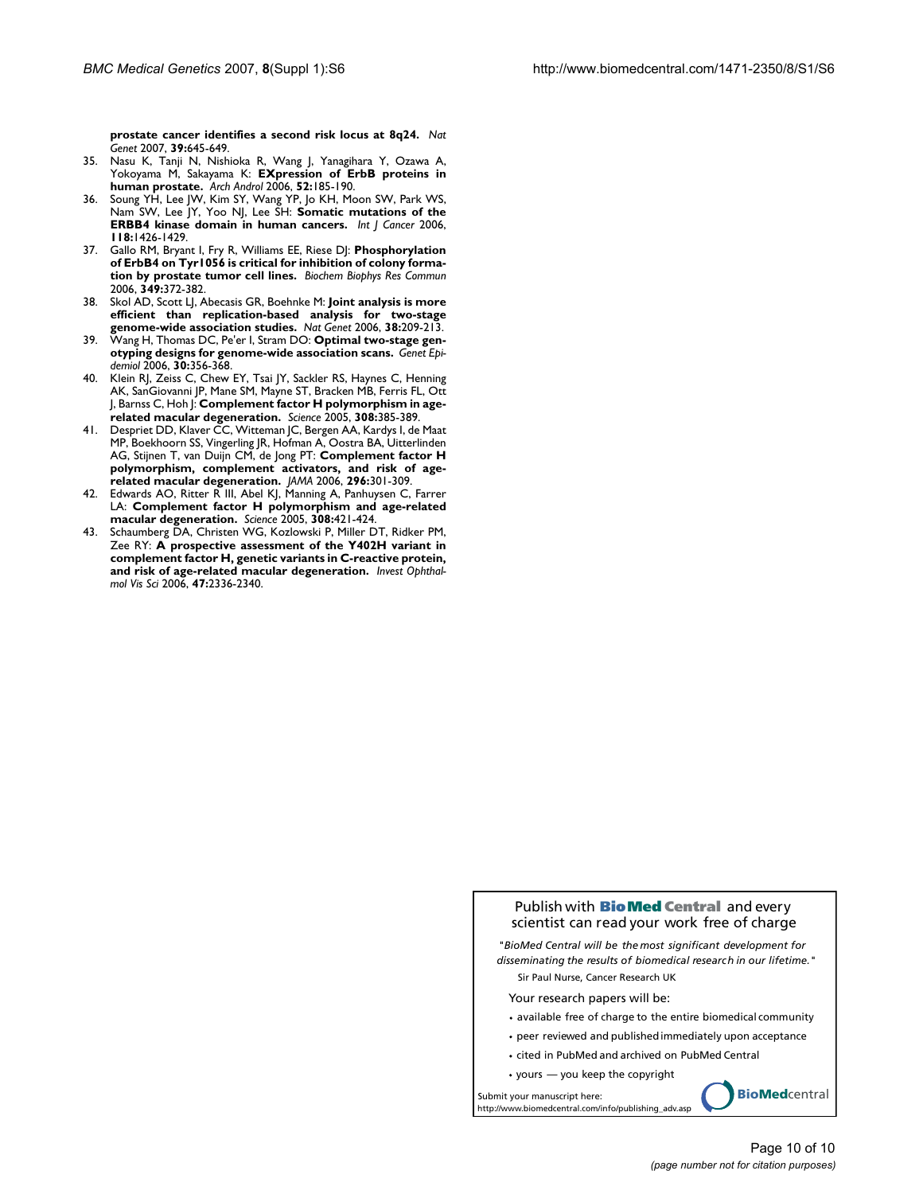**prostate cancer identifies a second risk locus at 8q24.** *Nat Genet* 2007, **39:**645-649.

35. Nasu K, Tanji N, Nishioka R, Wang J, Yanagihara Y, Ozawa A, Yokoyama M, Sakayama K: **EXpression of ErbB proteins in human prostate.** *Arch Androl* 2006, **52:**185-190.
36. Soung YH, Lee JW, Kim SY, Wang YP, Jo KH, Moon SW, Park WS, Nam SW, Lee JY, Yoo NJ, Lee SH: **Somatic mutations of the ERBB4 kinase domain in human cancers.** *Int J Cancer* 2006, **118:**1426-1429.
37. Gallo RM, Bryant I, Fry R, Williams EE, Riese DJ: **Phosphorylation of ErbB4 on Tyr1056 is critical for inhibition of colony formation by prostate tumor cell lines.** *Biochem Biophys Res Commun* 2006, **349:**372-382.
38. Skol AD, Scott LJ, Abecasis GR, Boehnke M: **Joint analysis is more efficient than replication-based analysis for two-stage genome-wide association studies.** *Nat Genet* 2006, **38:**209-213.
39. Wang H, Thomas DC, Pe'er I, Stram DO: **Optimal two-stage genotyping designs for genome-wide association scans.** *Genet Epidemiol* 2006, **30:**356-368.
40. Klein RJ, Zeiss C, Chew EY, Tsai JY, Sackler RS, Haynes C, Henning AK, SanGiovanni JP, Mane SM, Mayne ST, Bracken MB, Ferris FL, Ott J, Barnss C, Hoh J: **Complement factor H polymorphism in age-related macular degeneration.** *Science* 2005, **308:**385-389.
41. Despriet DD, Klaver CC, Witteman JC, Bergen AA, Kardys I, de Maat MP, Boekhoorn SS, Vingerling JR, Hofman A, Oostra BA, Uitterlinden AG, Stijnen T, van Duijn CM, de Jong PT: **Complement factor H polymorphism, complement activators, and risk of age-related macular degeneration.** *JAMA* 2006, **296:**301-309.
42. Edwards AO, Ritter R III, Abel KJ, Manning A, Panhuysen C, Farrer LA: **Complement factor H polymorphism and age-related macular degeneration.** *Science* 2005, **308:**421-424.
43. Schaumberg DA, Christen WG, Kozlowski P, Miller DT, Ridker PM, Zee RY: **A prospective assessment of the Y402H variant in complement factor H, genetic variants in C-reactive protein, and risk of age-related macular degeneration.** *Invest Ophthalmol Vis Sci* 2006, **47:**2336-2340.

Publish with **BioMed Central** and every scientist can read your work free of charge

*"BioMed Central will be the most significant development for disseminating the results of biomedical research in our lifetime."*

Sir Paul Nurse, Cancer Research UK

Your research papers will be:

- available free of charge to the entire biomedical community
- peer reviewed and published immediately upon acceptance
- cited in PubMed and archived on PubMed Central
- yours — you keep the copyright

Submit your manuscript here:
http://www.biomedcentral.com/info/publishing_adv.asp

**BioMed**central